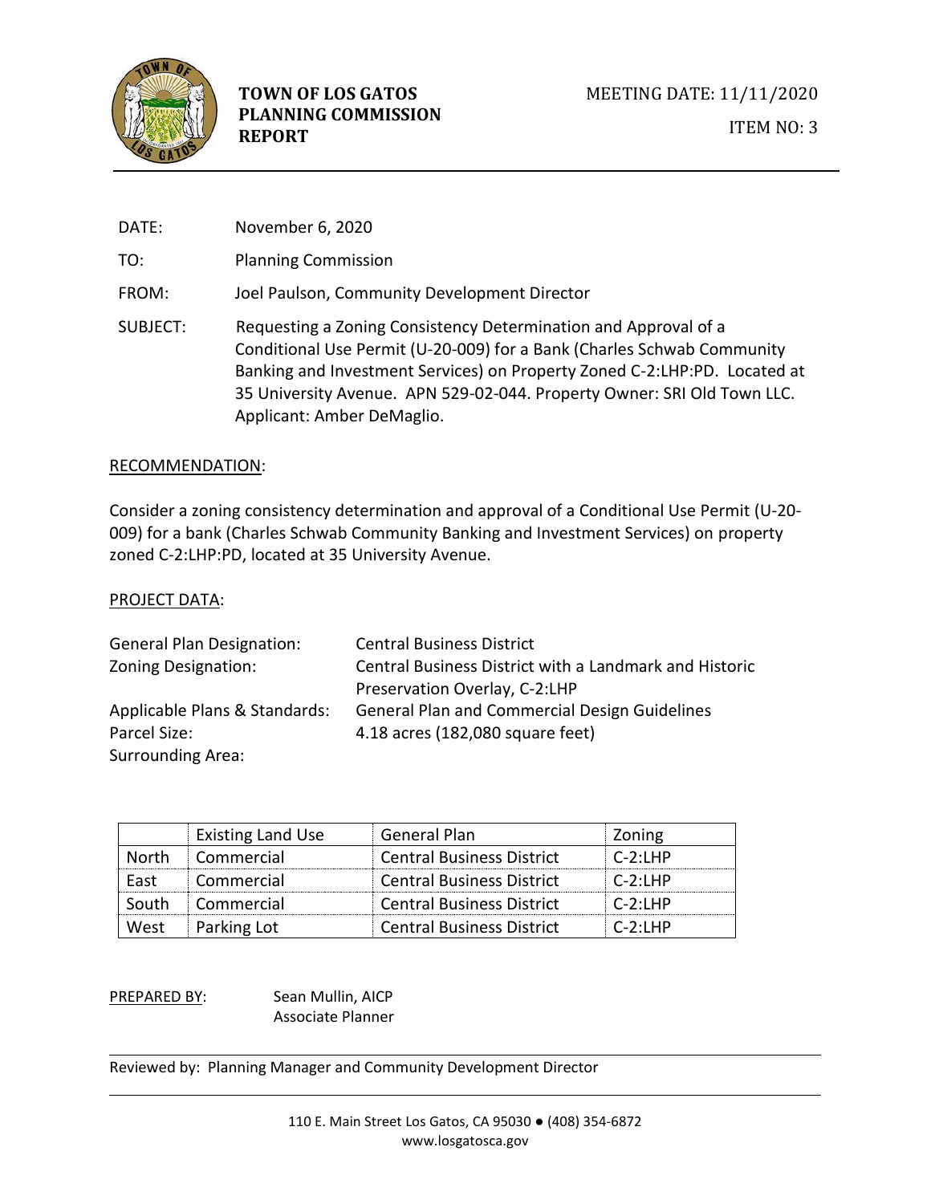# TOWN OF LOS GATOS PLANNING COMMISSION REPORT

MEETING DATE: 11/11/2020

ITEM NO: 3

DATE: November 6, 2020

TO: Planning Commission

FROM: Joel Paulson, Community Development Director

SUBJECT: Requesting a Zoning Consistency Determination and Approval of a Conditional Use Permit (U-20-009) for a Bank (Charles Schwab Community Banking and Investment Services) on Property Zoned C-2:LHP:PD. Located at 35 University Avenue. APN 529-02-044. Property Owner: SRI Old Town LLC. Applicant: Amber DeMaglio.

## RECOMMENDATION:

Consider a zoning consistency determination and approval of a Conditional Use Permit (U-20-009) for a bank (Charles Schwab Community Banking and Investment Services) on property zoned C-2:LHP:PD, located at 35 University Avenue.

## PROJECT DATA:

General Plan Designation: Central Business District

Zoning Designation: Central Business District with a Landmark and Historic Preservation Overlay, C-2:LHP

Applicable Plans & Standards: General Plan and Commercial Design Guidelines

Parcel Size: 4.18 acres (182,080 square feet)

Surrounding Area:

| | Existing Land Use | General Plan | Zoning |
|---|---|---|---|
| North | Commercial | Central Business District | C-2:LHP |
| East | Commercial | Central Business District | C-2:LHP |
| South | Commercial | Central Business District | C-2:LHP |
| West | Parking Lot | Central Business District | C-2:LHP |

PREPARED BY: Sean Mullin, AICP
Associate Planner

Reviewed by: Planning Manager and Community Development Director

110 E. Main Street Los Gatos, CA 95030 ● (408) 354-6872
www.losgatosca.gov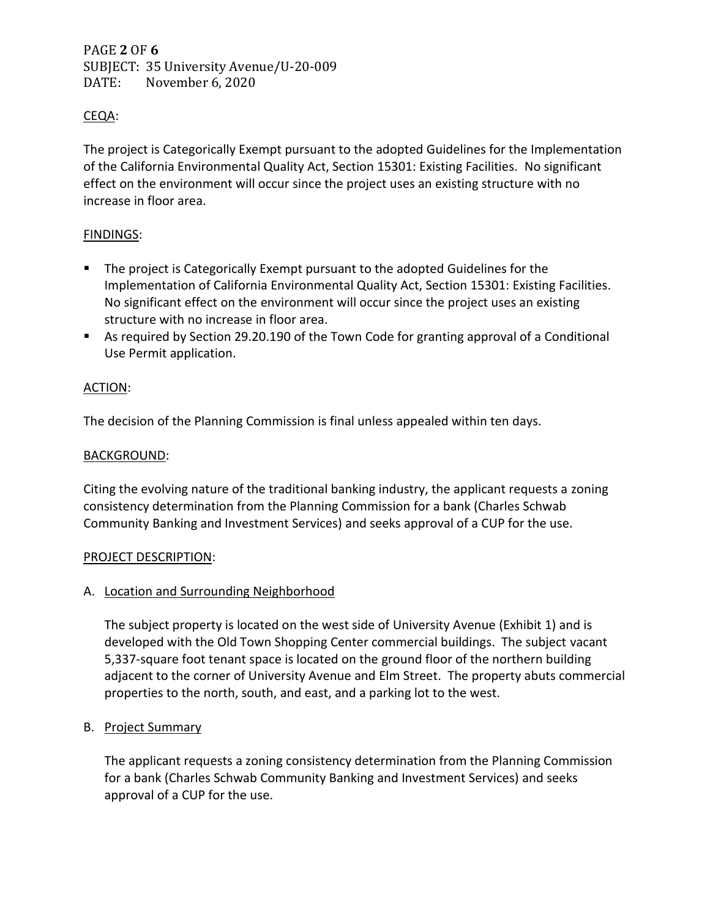CEQA:

The project is Categorically Exempt pursuant to the adopted Guidelines for the Implementation of the California Environmental Quality Act, Section 15301: Existing Facilities. No significant effect on the environment will occur since the project uses an existing structure with no increase in floor area.

FINDINGS:

- The project is Categorically Exempt pursuant to the adopted Guidelines for the Implementation of California Environmental Quality Act, Section 15301: Existing Facilities. No significant effect on the environment will occur since the project uses an existing structure with no increase in floor area.
- As required by Section 29.20.190 of the Town Code for granting approval of a Conditional Use Permit application.

ACTION:

The decision of the Planning Commission is final unless appealed within ten days.

BACKGROUND:

Citing the evolving nature of the traditional banking industry, the applicant requests a zoning consistency determination from the Planning Commission for a bank (Charles Schwab Community Banking and Investment Services) and seeks approval of a CUP for the use.

PROJECT DESCRIPTION:

A. Location and Surrounding Neighborhood

The subject property is located on the west side of University Avenue (Exhibit 1) and is developed with the Old Town Shopping Center commercial buildings. The subject vacant 5,337-square foot tenant space is located on the ground floor of the northern building adjacent to the corner of University Avenue and Elm Street. The property abuts commercial properties to the north, south, and east, and a parking lot to the west.

B. Project Summary

The applicant requests a zoning consistency determination from the Planning Commission for a bank (Charles Schwab Community Banking and Investment Services) and seeks approval of a CUP for the use.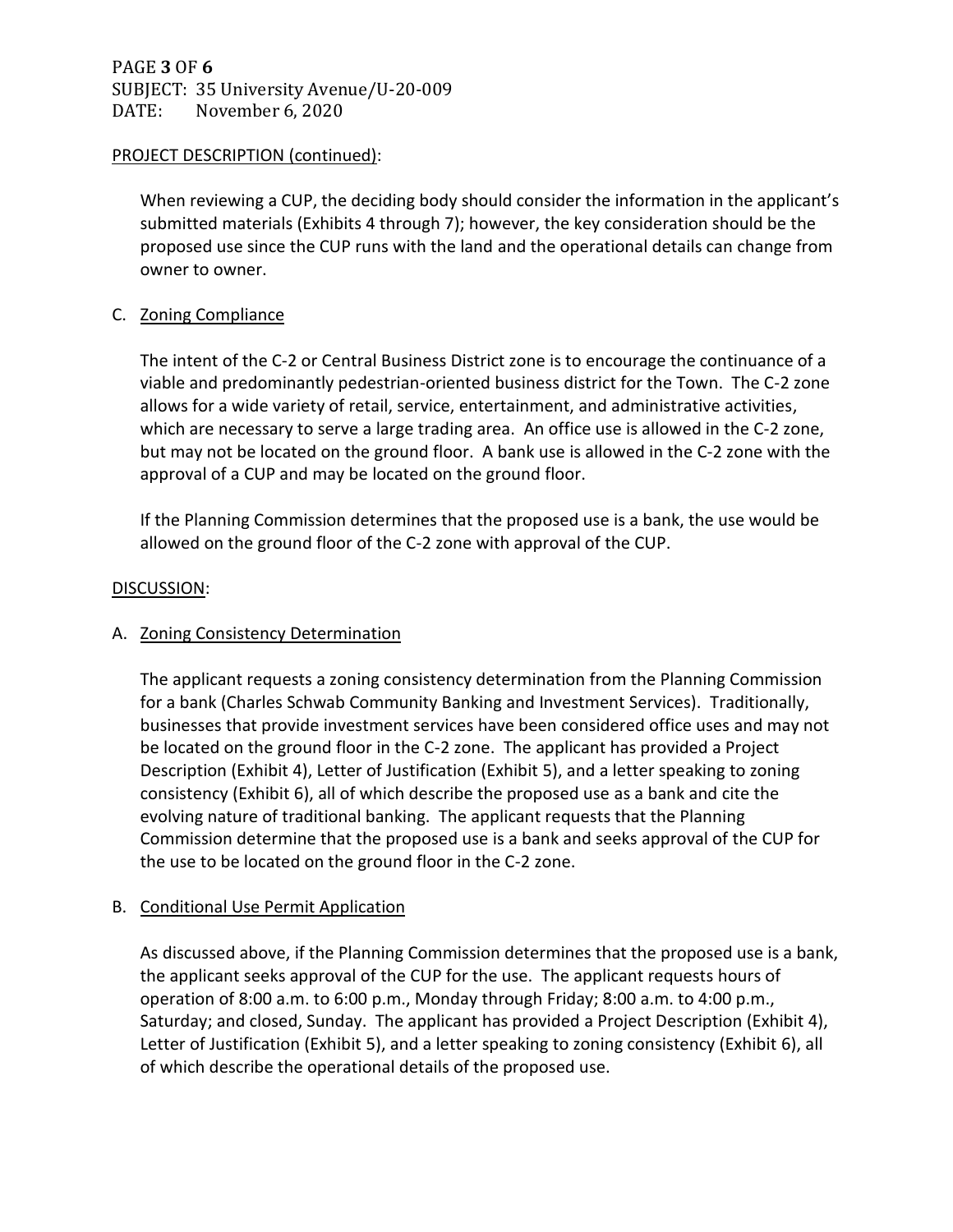PROJECT DESCRIPTION (continued):

When reviewing a CUP, the deciding body should consider the information in the applicant's submitted materials (Exhibits 4 through 7); however, the key consideration should be the proposed use since the CUP runs with the land and the operational details can change from owner to owner.

C. Zoning Compliance

The intent of the C-2 or Central Business District zone is to encourage the continuance of a viable and predominantly pedestrian-oriented business district for the Town. The C-2 zone allows for a wide variety of retail, service, entertainment, and administrative activities, which are necessary to serve a large trading area. An office use is allowed in the C-2 zone, but may not be located on the ground floor. A bank use is allowed in the C-2 zone with the approval of a CUP and may be located on the ground floor.

If the Planning Commission determines that the proposed use is a bank, the use would be allowed on the ground floor of the C-2 zone with approval of the CUP.

DISCUSSION:

A. Zoning Consistency Determination

The applicant requests a zoning consistency determination from the Planning Commission for a bank (Charles Schwab Community Banking and Investment Services). Traditionally, businesses that provide investment services have been considered office uses and may not be located on the ground floor in the C-2 zone. The applicant has provided a Project Description (Exhibit 4), Letter of Justification (Exhibit 5), and a letter speaking to zoning consistency (Exhibit 6), all of which describe the proposed use as a bank and cite the evolving nature of traditional banking. The applicant requests that the Planning Commission determine that the proposed use is a bank and seeks approval of the CUP for the use to be located on the ground floor in the C-2 zone.

B. Conditional Use Permit Application

As discussed above, if the Planning Commission determines that the proposed use is a bank, the applicant seeks approval of the CUP for the use. The applicant requests hours of operation of 8:00 a.m. to 6:00 p.m., Monday through Friday; 8:00 a.m. to 4:00 p.m., Saturday; and closed, Sunday. The applicant has provided a Project Description (Exhibit 4), Letter of Justification (Exhibit 5), and a letter speaking to zoning consistency (Exhibit 6), all of which describe the operational details of the proposed use.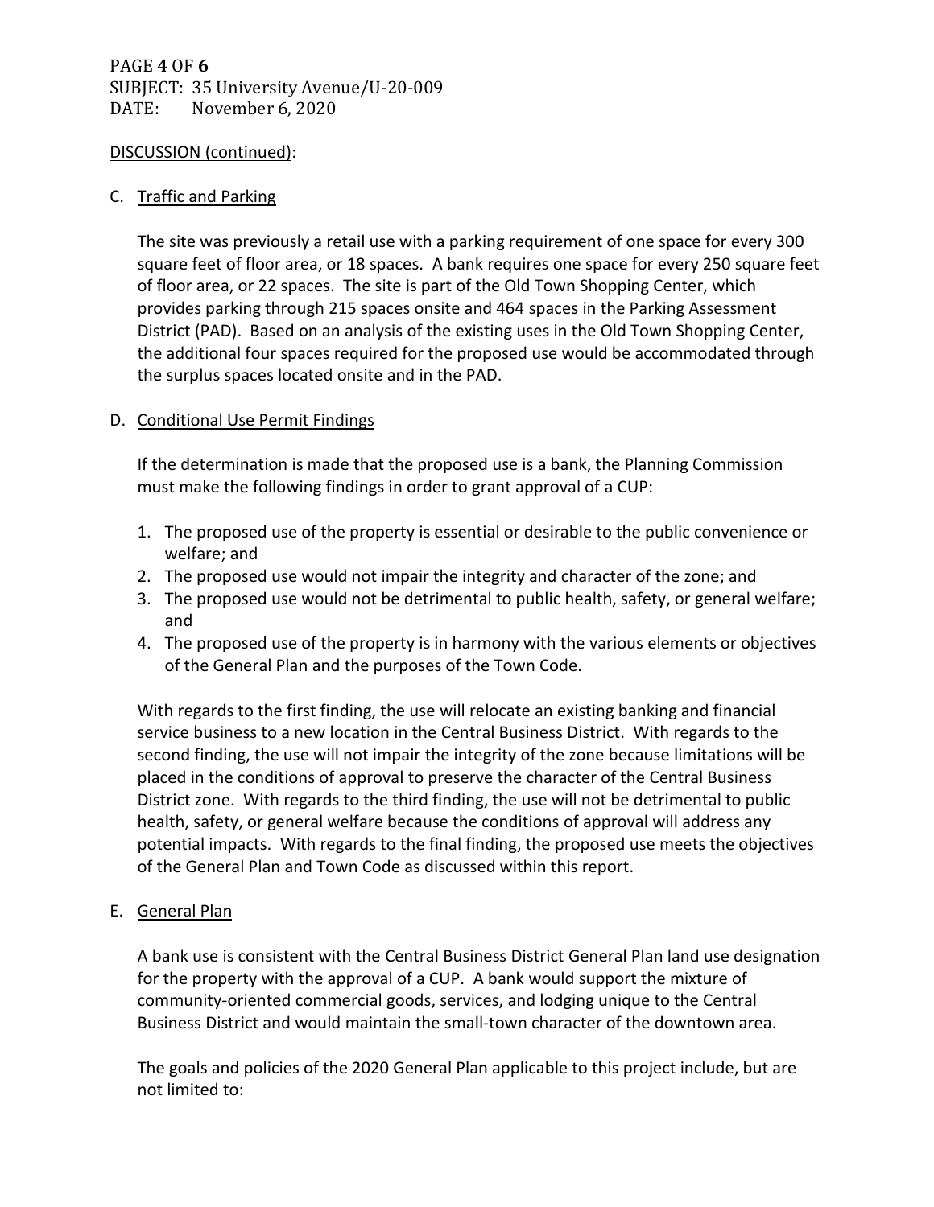DISCUSSION (continued):

C. Traffic and Parking

The site was previously a retail use with a parking requirement of one space for every 300 square feet of floor area, or 18 spaces. A bank requires one space for every 250 square feet of floor area, or 22 spaces. The site is part of the Old Town Shopping Center, which provides parking through 215 spaces onsite and 464 spaces in the Parking Assessment District (PAD). Based on an analysis of the existing uses in the Old Town Shopping Center, the additional four spaces required for the proposed use would be accommodated through the surplus spaces located onsite and in the PAD.

D. Conditional Use Permit Findings

If the determination is made that the proposed use is a bank, the Planning Commission must make the following findings in order to grant approval of a CUP:

1. The proposed use of the property is essential or desirable to the public convenience or welfare; and
2. The proposed use would not impair the integrity and character of the zone; and
3. The proposed use would not be detrimental to public health, safety, or general welfare; and
4. The proposed use of the property is in harmony with the various elements or objectives of the General Plan and the purposes of the Town Code.

With regards to the first finding, the use will relocate an existing banking and financial service business to a new location in the Central Business District. With regards to the second finding, the use will not impair the integrity of the zone because limitations will be placed in the conditions of approval to preserve the character of the Central Business District zone. With regards to the third finding, the use will not be detrimental to public health, safety, or general welfare because the conditions of approval will address any potential impacts. With regards to the final finding, the proposed use meets the objectives of the General Plan and Town Code as discussed within this report.

E. General Plan

A bank use is consistent with the Central Business District General Plan land use designation for the property with the approval of a CUP. A bank would support the mixture of community-oriented commercial goods, services, and lodging unique to the Central Business District and would maintain the small-town character of the downtown area.

The goals and policies of the 2020 General Plan applicable to this project include, but are not limited to: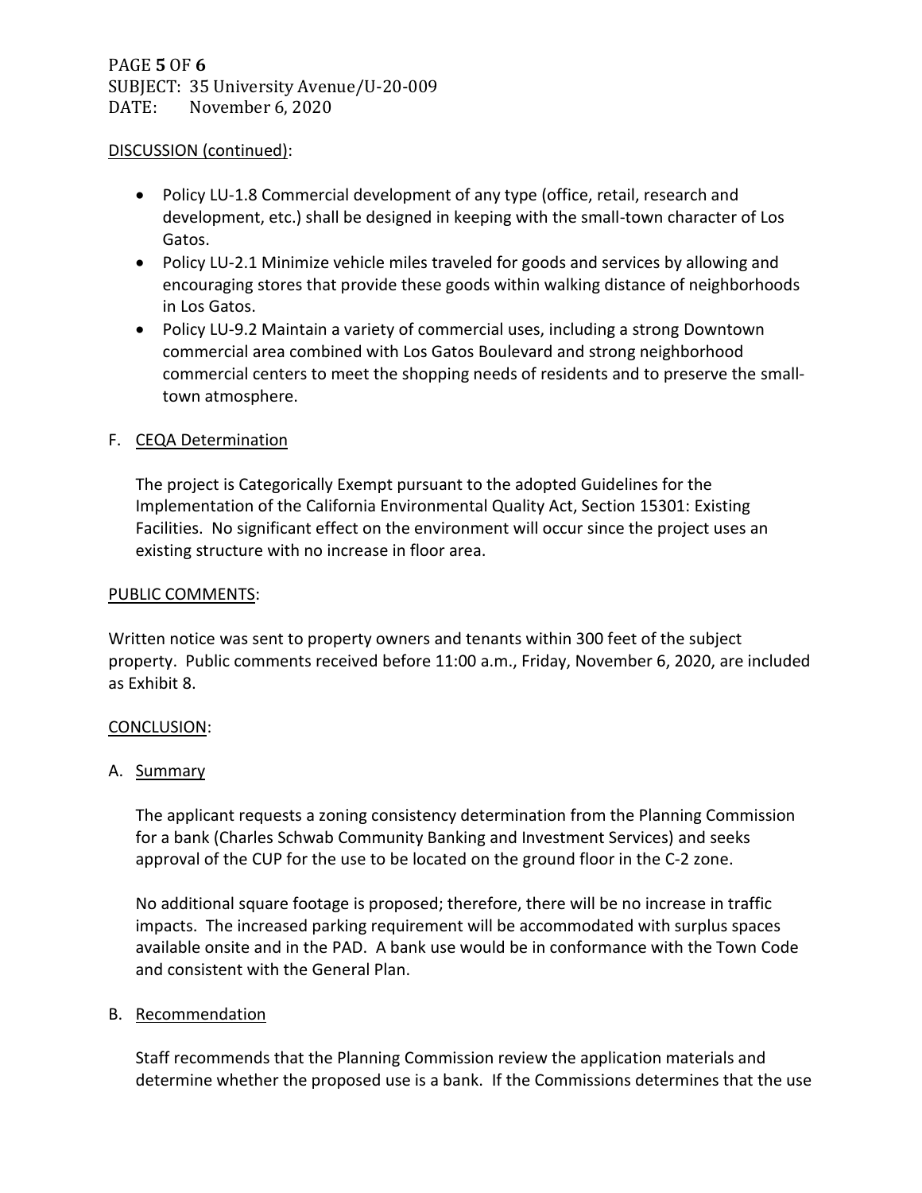DISCUSSION (continued):

- Policy LU-1.8 Commercial development of any type (office, retail, research and development, etc.) shall be designed in keeping with the small-town character of Los Gatos.
- Policy LU-2.1 Minimize vehicle miles traveled for goods and services by allowing and encouraging stores that provide these goods within walking distance of neighborhoods in Los Gatos.
- Policy LU-9.2 Maintain a variety of commercial uses, including a strong Downtown commercial area combined with Los Gatos Boulevard and strong neighborhood commercial centers to meet the shopping needs of residents and to preserve the small-town atmosphere.

F. CEQA Determination

The project is Categorically Exempt pursuant to the adopted Guidelines for the Implementation of the California Environmental Quality Act, Section 15301: Existing Facilities. No significant effect on the environment will occur since the project uses an existing structure with no increase in floor area.

PUBLIC COMMENTS:

Written notice was sent to property owners and tenants within 300 feet of the subject property. Public comments received before 11:00 a.m., Friday, November 6, 2020, are included as Exhibit 8.

CONCLUSION:

A. Summary

The applicant requests a zoning consistency determination from the Planning Commission for a bank (Charles Schwab Community Banking and Investment Services) and seeks approval of the CUP for the use to be located on the ground floor in the C-2 zone.

No additional square footage is proposed; therefore, there will be no increase in traffic impacts. The increased parking requirement will be accommodated with surplus spaces available onsite and in the PAD. A bank use would be in conformance with the Town Code and consistent with the General Plan.

B. Recommendation

Staff recommends that the Planning Commission review the application materials and determine whether the proposed use is a bank. If the Commissions determines that the use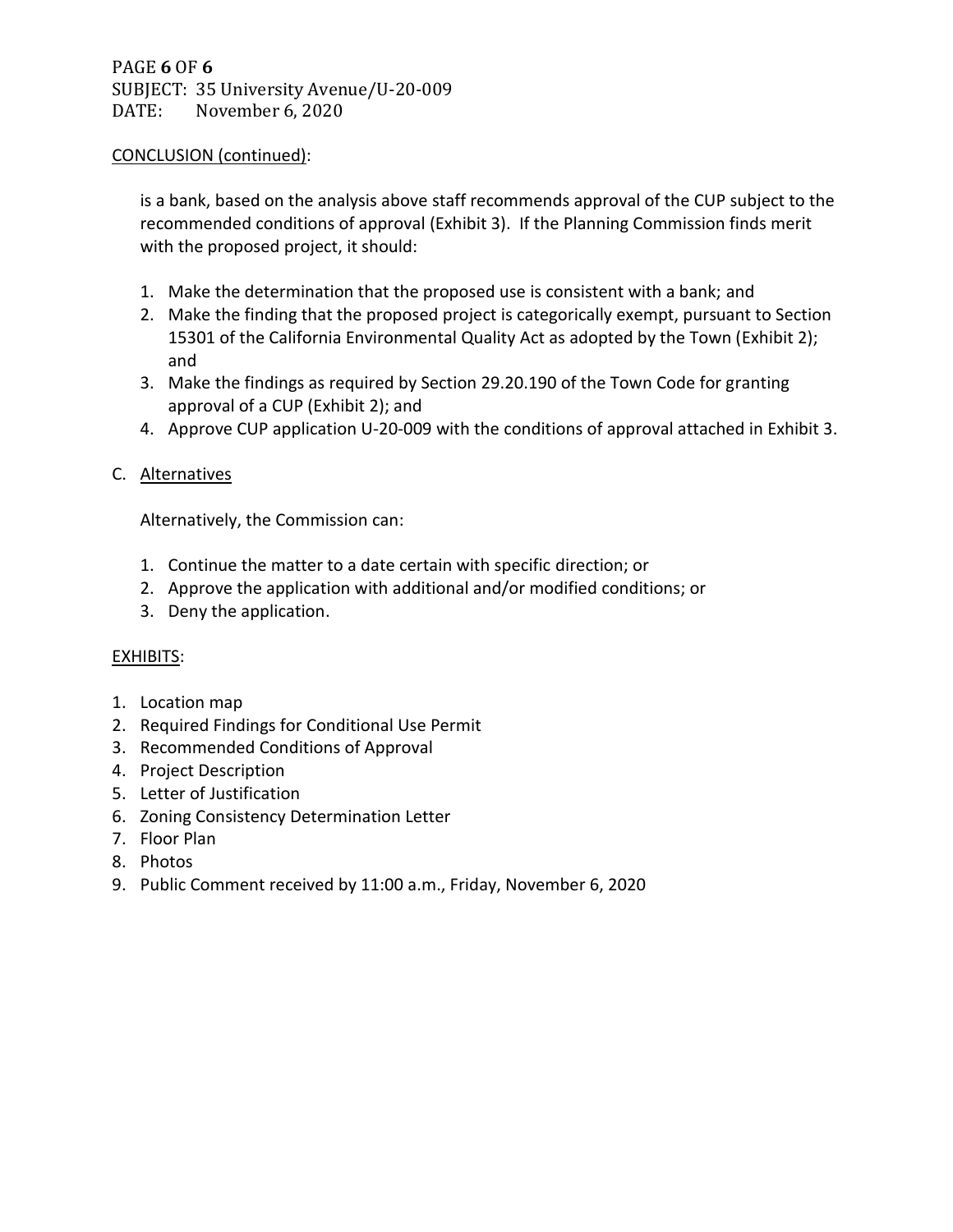CONCLUSION (continued):

is a bank, based on the analysis above staff recommends approval of the CUP subject to the recommended conditions of approval (Exhibit 3). If the Planning Commission finds merit with the proposed project, it should:

1. Make the determination that the proposed use is consistent with a bank; and
2. Make the finding that the proposed project is categorically exempt, pursuant to Section 15301 of the California Environmental Quality Act as adopted by the Town (Exhibit 2); and
3. Make the findings as required by Section 29.20.190 of the Town Code for granting approval of a CUP (Exhibit 2); and
4. Approve CUP application U-20-009 with the conditions of approval attached in Exhibit 3.

C. Alternatives

Alternatively, the Commission can:

1. Continue the matter to a date certain with specific direction; or
2. Approve the application with additional and/or modified conditions; or
3. Deny the application.

EXHIBITS:

1. Location map
2. Required Findings for Conditional Use Permit
3. Recommended Conditions of Approval
4. Project Description
5. Letter of Justification
6. Zoning Consistency Determination Letter
7. Floor Plan
8. Photos
9. Public Comment received by 11:00 a.m., Friday, November 6, 2020